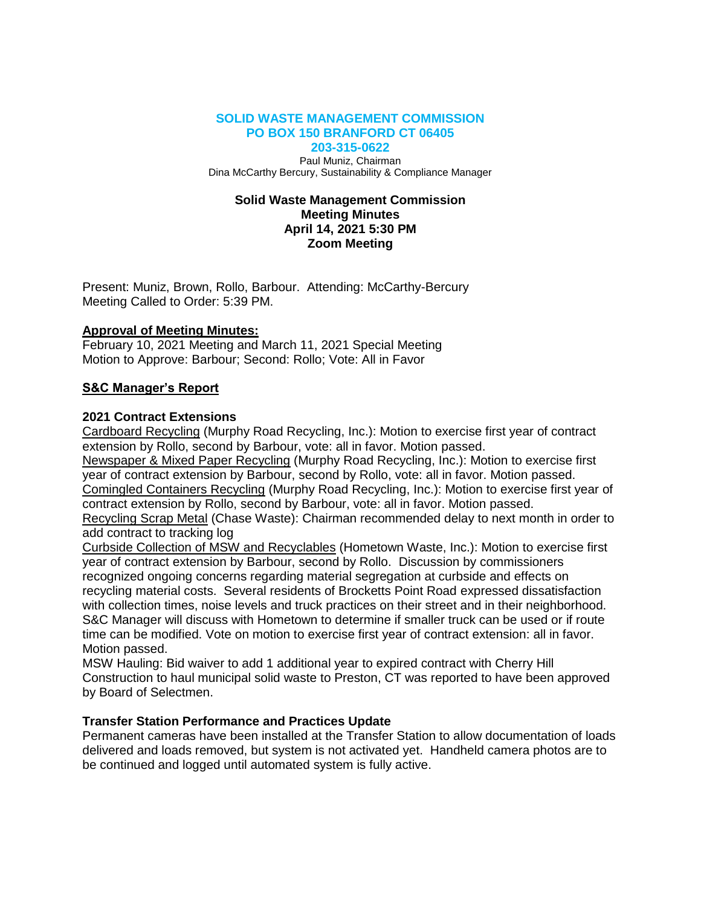**SOLID WASTE MANAGEMENT COMMISSION**
**PO BOX 150 BRANFORD CT 06405**
**203-315-0622**

Paul Muniz, Chairman
Dina McCarthy Bercury, Sustainability & Compliance Manager

**Solid Waste Management Commission**
**Meeting Minutes**
**April 14, 2021 5:30 PM**
**Zoom Meeting**

Present: Muniz, Brown, Rollo, Barbour. Attending: McCarthy-Bercury
Meeting Called to Order: 5:39 PM.

**Approval of Meeting Minutes:**
February 10, 2021 Meeting and March 11, 2021 Special Meeting
Motion to Approve: Barbour; Second: Rollo; Vote: All in Favor

## S&C Manager's Report

### 2021 Contract Extensions

Cardboard Recycling (Murphy Road Recycling, Inc.): Motion to exercise first year of contract extension by Rollo, second by Barbour, vote: all in favor. Motion passed.
Newspaper & Mixed Paper Recycling (Murphy Road Recycling, Inc.): Motion to exercise first year of contract extension by Barbour, second by Rollo, vote: all in favor. Motion passed.
Comingled Containers Recycling (Murphy Road Recycling, Inc.): Motion to exercise first year of contract extension by Rollo, second by Barbour, vote: all in favor. Motion passed.
Recycling Scrap Metal (Chase Waste): Chairman recommended delay to next month in order to add contract to tracking log
Curbside Collection of MSW and Recyclables (Hometown Waste, Inc.): Motion to exercise first year of contract extension by Barbour, second by Rollo. Discussion by commissioners recognized ongoing concerns regarding material segregation at curbside and effects on recycling material costs. Several residents of Brocketts Point Road expressed dissatisfaction with collection times, noise levels and truck practices on their street and in their neighborhood. S&C Manager will discuss with Hometown to determine if smaller truck can be used or if route time can be modified. Vote on motion to exercise first year of contract extension: all in favor. Motion passed.
MSW Hauling: Bid waiver to add 1 additional year to expired contract with Cherry Hill Construction to haul municipal solid waste to Preston, CT was reported to have been approved by Board of Selectmen.

### Transfer Station Performance and Practices Update

Permanent cameras have been installed at the Transfer Station to allow documentation of loads delivered and loads removed, but system is not activated yet. Handheld camera photos are to be continued and logged until automated system is fully active.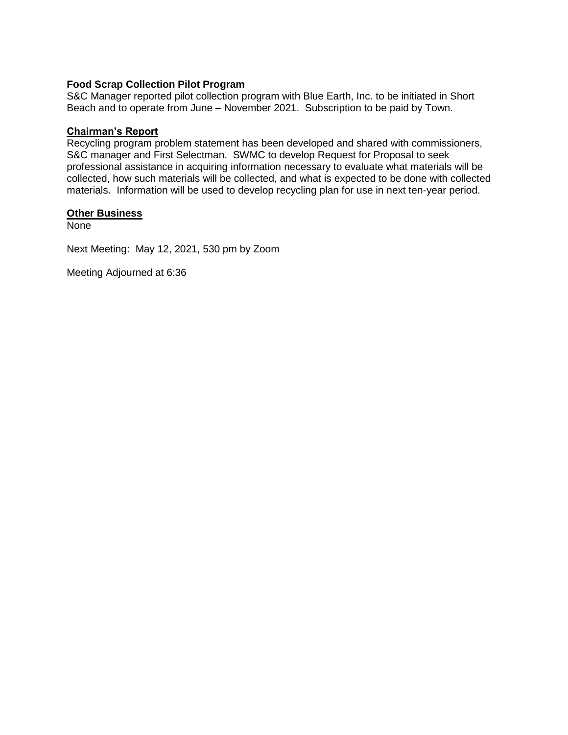**Food Scrap Collection Pilot Program**
S&C Manager reported pilot collection program with Blue Earth, Inc. to be initiated in Short Beach and to operate from June – November 2021. Subscription to be paid by Town.

**Chairman's Report**

Recycling program problem statement has been developed and shared with commissioners, S&C manager and First Selectman. SWMC to develop Request for Proposal to seek professional assistance in acquiring information necessary to evaluate what materials will be collected, how such materials will be collected, and what is expected to be done with collected materials. Information will be used to develop recycling plan for use in next ten-year period.

**Other Business**

None

Next Meeting: May 12, 2021, 530 pm by Zoom

Meeting Adjourned at 6:36